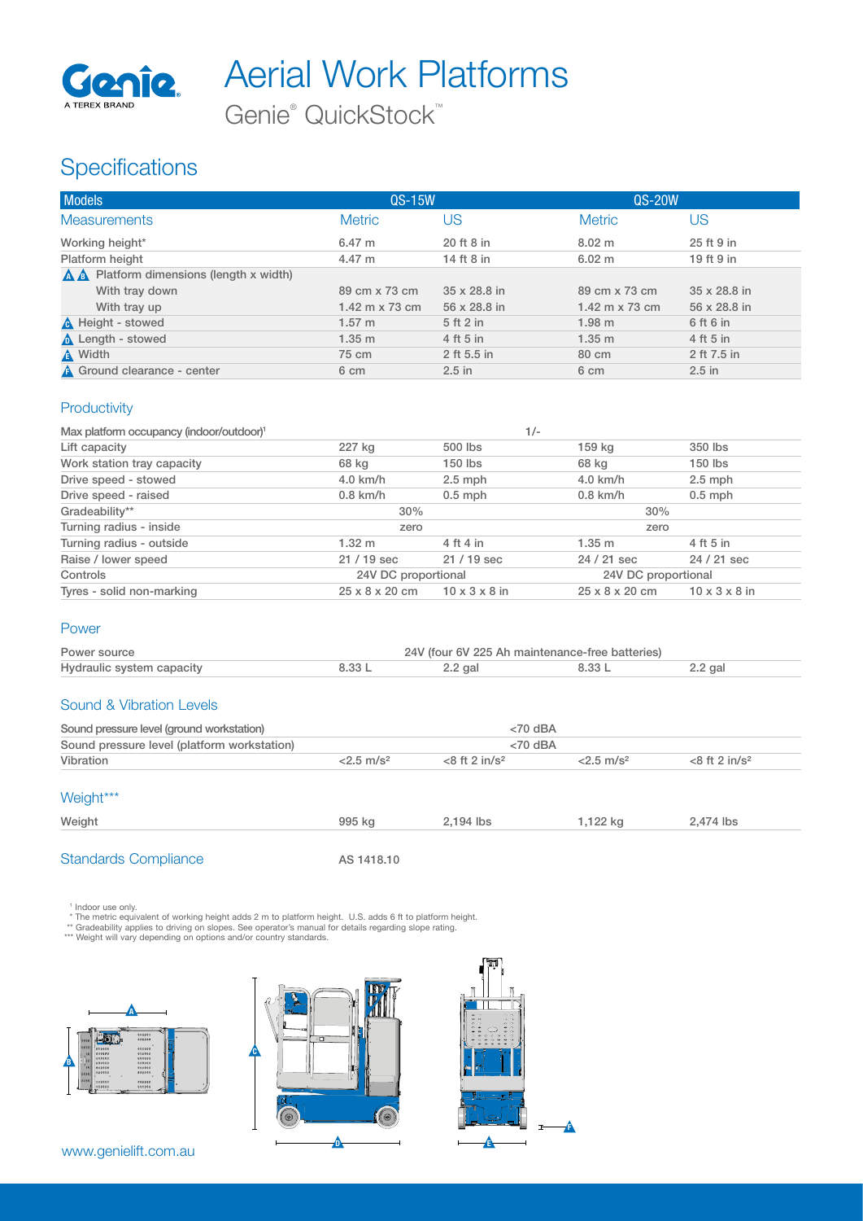# Aerial Work Platforms

Genie® QuickStock™

## Specifications

| Models | QS-15W | | QS-20W | |
|---|---|---|---|---|
| **Measurements** | Metric | US | Metric | US |
| Working height* | 6.47 m | 20 ft 8 in | 8.02 m | 25 ft 9 in |
| Platform height | 4.47 m | 14 ft 8 in | 6.02 m | 19 ft 9 in |
| A B Platform dimensions (length x width) | | | | |
| With tray down | 89 cm x 73 cm | 35 x 28.8 in | 89 cm x 73 cm | 35 x 28.8 in |
| With tray up | 1.42 m x 73 cm | 56 x 28.8 in | 1.42 m x 73 cm | 56 x 28.8 in |
| C Height - stowed | 1.57 m | 5 ft 2 in | 1.98 m | 6 ft 6 in |
| D Length - stowed | 1.35 m | 4 ft 5 in | 1.35 m | 4 ft 5 in |
| E Width | 75 cm | 2 ft 5.5 in | 80 cm | 2 ft 7.5 in |
| F Ground clearance - center | 6 cm | 2.5 in | 6 cm | 2.5 in |

### Productivity

| | | | | |
|---|---|---|---|---|
| Max platform occupancy (indoor/outdoor)[1] | 1/- | | | |
| Lift capacity | 227 kg | 500 lbs | 159 kg | 350 lbs |
| Work station tray capacity | 68 kg | 150 lbs | 68 kg | 150 lbs |
| Drive speed - stowed | 4.0 km/h | 2.5 mph | 4.0 km/h | 2.5 mph |
| Drive speed - raised | 0.8 km/h | 0.5 mph | 0.8 km/h | 0.5 mph |
| Gradeability** | 30% | | 30% | |
| Turning radius - inside | zero | | zero | |
| Turning radius - outside | 1.32 m | 4 ft 4 in | 1.35 m | 4 ft 5 in |
| Raise / lower speed | 21 / 19 sec | 21 / 19 sec | 24 / 21 sec | 24 / 21 sec |
| Controls | 24V DC proportional | | 24V DC proportional | |
| Tyres - solid non-marking | 25 x 8 x 20 cm | 10 x 3 x 8 in | 25 x 8 x 20 cm | 10 x 3 x 8 in |

### Power

| | | | | |
|---|---|---|---|---|
| Power source | 24V (four 6V 225 Ah maintenance-free batteries) | | | |
| Hydraulic system capacity | 8.33 L | 2.2 gal | 8.33 L | 2.2 gal |

### Sound & Vibration Levels

| | | | | |
|---|---|---|---|---|
| Sound pressure level (ground workstation) | <70 dBA | | | |
| Sound pressure level (platform workstation) | <70 dBA | | | |
| Vibration | <2.5 m/s² | <8 ft 2 in/s² | <2.5 m/s² | <8 ft 2 in/s² |

### Weight***

| | | | | |
|---|---|---|---|---|
| Weight | 995 kg | 2,194 lbs | 1,122 kg | 2,474 lbs |

### Standards Compliance

AS 1418.10

[1] Indoor use only.
\* The metric equivalent of working height adds 2 m to platform height. U.S. adds 6 ft to platform height.
** Gradeability applies to driving on slopes. See operator's manual for details regarding slope rating.
*** Weight will vary depending on options and/or country standards.

www.genielift.com.au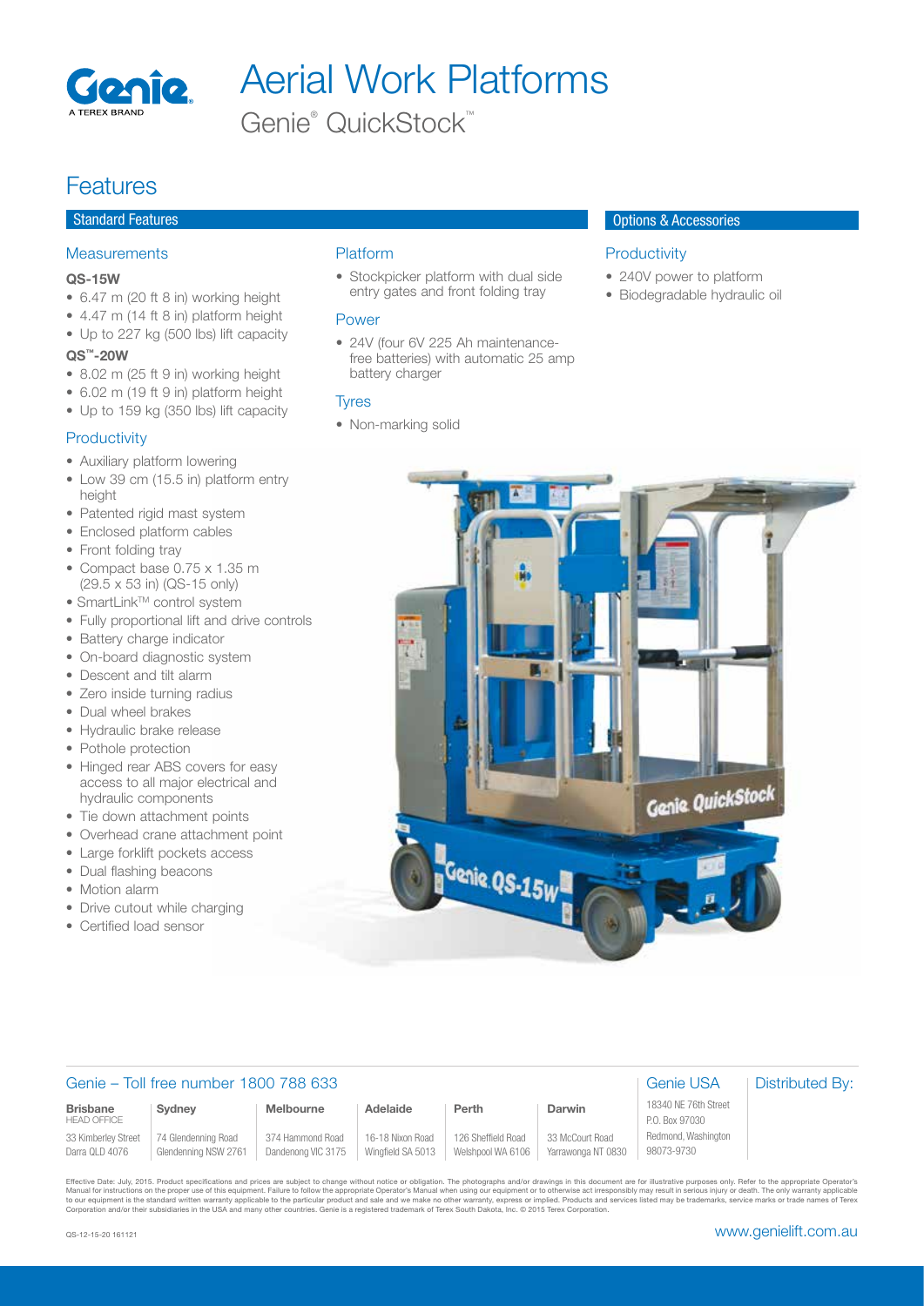# Aerial Work Platforms

Genie® QuickStock™

## Features

### Standard Features

#### Measurements

**QS-15W**

- 6.47 m (20 ft 8 in) working height
- 4.47 m (14 ft 8 in) platform height
- Up to 227 kg (500 lbs) lift capacity

**QS™-20W**

- 8.02 m (25 ft 9 in) working height
- 6.02 m (19 ft 9 in) platform height
- Up to 159 kg (350 lbs) lift capacity

#### Productivity

- Auxiliary platform lowering
- Low 39 cm (15.5 in) platform entry height
- Patented rigid mast system
- Enclosed platform cables
- Front folding tray
- Compact base 0.75 x 1.35 m (29.5 x 53 in) (QS-15 only)
- SmartLink™ control system
- Fully proportional lift and drive controls
- Battery charge indicator
- On-board diagnostic system
- Descent and tilt alarm
- Zero inside turning radius
- Dual wheel brakes
- Hydraulic brake release
- Pothole protection
- Hinged rear ABS covers for easy access to all major electrical and hydraulic components
- Tie down attachment points
- Overhead crane attachment point
- Large forklift pockets access
- Dual flashing beacons
- Motion alarm
- Drive cutout while charging
- Certified load sensor

#### Platform

- Stockpicker platform with dual side entry gates and front folding tray

#### Power

- 24V (four 6V 225 Ah maintenance-free batteries) with automatic 25 amp battery charger

#### Tyres

- Non-marking solid

### Options & Accessories

#### Productivity

- 240V power to platform
- Biodegradable hydraulic oil

## Genie – Toll free number 1800 788 633

| Brisbane HEAD OFFICE | Sydney | Melbourne | Adelaide | Perth | Darwin |
|---|---|---|---|---|---|
| 33 Kimberley Street Darra QLD 4076 | 74 Glendenning Road Glendenning NSW 2761 | 374 Hammond Road Dandenong VIC 3175 | 16-18 Nixon Road Wingfield SA 5013 | 126 Sheffield Road Welshpool WA 6106 | 33 McCourt Road Yarrawonga NT 0830 |

**Genie USA**

18340 NE 76th Street
P.O. Box 97030
Redmond, Washington
98073-9730

**Distributed By:**

Effective Date: July, 2015. Product specifications and prices are subject to change without notice or obligation. The photographs and/or drawings in this document are for illustrative purposes only. Refer to the appropriate Operator's Manual for instructions on the proper use of this equipment. Failure to follow the appropriate Operator's Manual when using our equipment or to otherwise act irresponsibly may result in serious injury or death. The only warranty applicable to our equipment is the standard written warranty applicable to the particular product and sale and we make no other warranty, express or implied. Products and services listed may be trademarks, service marks or trade names of Terex Corporation and/or their subsidiaries in the USA and many other countries. Genie is a registered trademark of Terex South Dakota, Inc. © 2015 Terex Corporation.

QS-12-15-20 161121

www.genielift.com.au